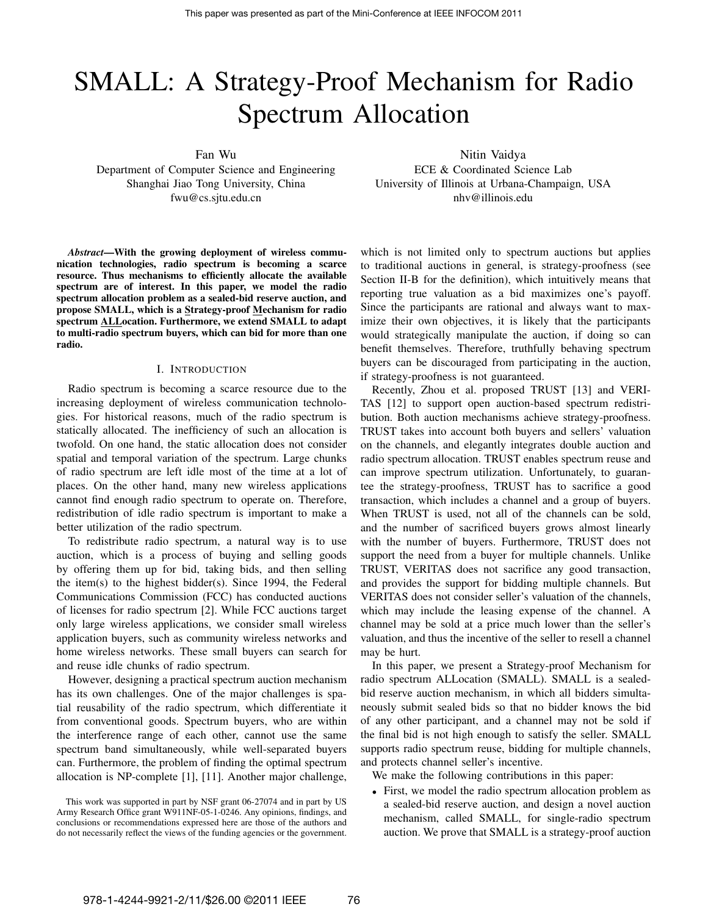# SMALL: A Strategy-Proof Mechanism for Radio Spectrum Allocation

Fan Wu
Department of Computer Science and Engineering
Shanghai Jiao Tong University, China
fwu@cs.sjtu.edu.cn

Nitin Vaidya
ECE & Coordinated Science Lab
University of Illinois at Urbana-Champaign, USA
nhv@illinois.edu

***Abstract*—With the growing deployment of wireless communication technologies, radio spectrum is becoming a scarce resource. Thus mechanisms to efficiently allocate the available spectrum are of interest. In this paper, we model the radio spectrum allocation problem as a sealed-bid reserve auction, and propose SMALL, which is a Strategy-proof Mechanism for radio spectrum ALLocation. Furthermore, we extend SMALL to adapt to multi-radio spectrum buyers, which can bid for more than one radio.**

## I. Introduction

Radio spectrum is becoming a scarce resource due to the increasing deployment of wireless communication technologies. For historical reasons, much of the radio spectrum is statically allocated. The inefficiency of such an allocation is twofold. On one hand, the static allocation does not consider spatial and temporal variation of the spectrum. Large chunks of radio spectrum are left idle most of the time at a lot of places. On the other hand, many new wireless applications cannot find enough radio spectrum to operate on. Therefore, redistribution of idle radio spectrum is important to make a better utilization of the radio spectrum.

To redistribute radio spectrum, a natural way is to use auction, which is a process of buying and selling goods by offering them up for bid, taking bids, and then selling the item(s) to the highest bidder(s). Since 1994, the Federal Communications Commission (FCC) has conducted auctions of licenses for radio spectrum [2]. While FCC auctions target only large wireless applications, we consider small wireless application buyers, such as community wireless networks and home wireless networks. These small buyers can search for and reuse idle chunks of radio spectrum.

However, designing a practical spectrum auction mechanism has its own challenges. One of the major challenges is spatial reusability of the radio spectrum, which differentiate it from conventional goods. Spectrum buyers, who are within the interference range of each other, cannot use the same spectrum band simultaneously, while well-separated buyers can. Furthermore, the problem of finding the optimal spectrum allocation is NP-complete [1], [11]. Another major challenge, which is not limited only to spectrum auctions but applies to traditional auctions in general, is strategy-proofness (see Section II-B for the definition), which intuitively means that reporting true valuation as a bid maximizes one's payoff. Since the participants are rational and always want to maximize their own objectives, it is likely that the participants would strategically manipulate the auction, if doing so can benefit themselves. Therefore, truthfully behaving spectrum buyers can be discouraged from participating in the auction, if strategy-proofness is not guaranteed.

Recently, Zhou et al. proposed TRUST [13] and VERITAS [12] to support open auction-based spectrum redistribution. Both auction mechanisms achieve strategy-proofness. TRUST takes into account both buyers and sellers' valuation on the channels, and elegantly integrates double auction and radio spectrum allocation. TRUST enables spectrum reuse and can improve spectrum utilization. Unfortunately, to guarantee the strategy-proofness, TRUST has to sacrifice a good transaction, which includes a channel and a group of buyers. When TRUST is used, not all of the channels can be sold, and the number of sacrificed buyers grows almost linearly with the number of buyers. Furthermore, TRUST does not support the need from a buyer for multiple channels. Unlike TRUST, VERITAS does not sacrifice any good transaction, and provides the support for bidding multiple channels. But VERITAS does not consider seller's valuation of the channels, which may include the leasing expense of the channel. A channel may be sold at a price much lower than the seller's valuation, and thus the incentive of the seller to resell a channel may be hurt.

In this paper, we present a Strategy-proof Mechanism for radio spectrum ALLocation (SMALL). SMALL is a sealed-bid reserve auction mechanism, in which all bidders simultaneously submit sealed bids so that no bidder knows the bid of any other participant, and a channel may not be sold if the final bid is not high enough to satisfy the seller. SMALL supports radio spectrum reuse, bidding for multiple channels, and protects channel seller's incentive.

We make the following contributions in this paper:

- First, we model the radio spectrum allocation problem as a sealed-bid reserve auction, and design a novel auction mechanism, called SMALL, for single-radio spectrum auction. We prove that SMALL is a strategy-proof auction

This work was supported in part by NSF grant 06-27074 and in part by US Army Research Office grant W911NF-05-1-0246. Any opinions, findings, and conclusions or recommendations expressed here are those of the authors and do not necessarily reflect the views of the funding agencies or the government.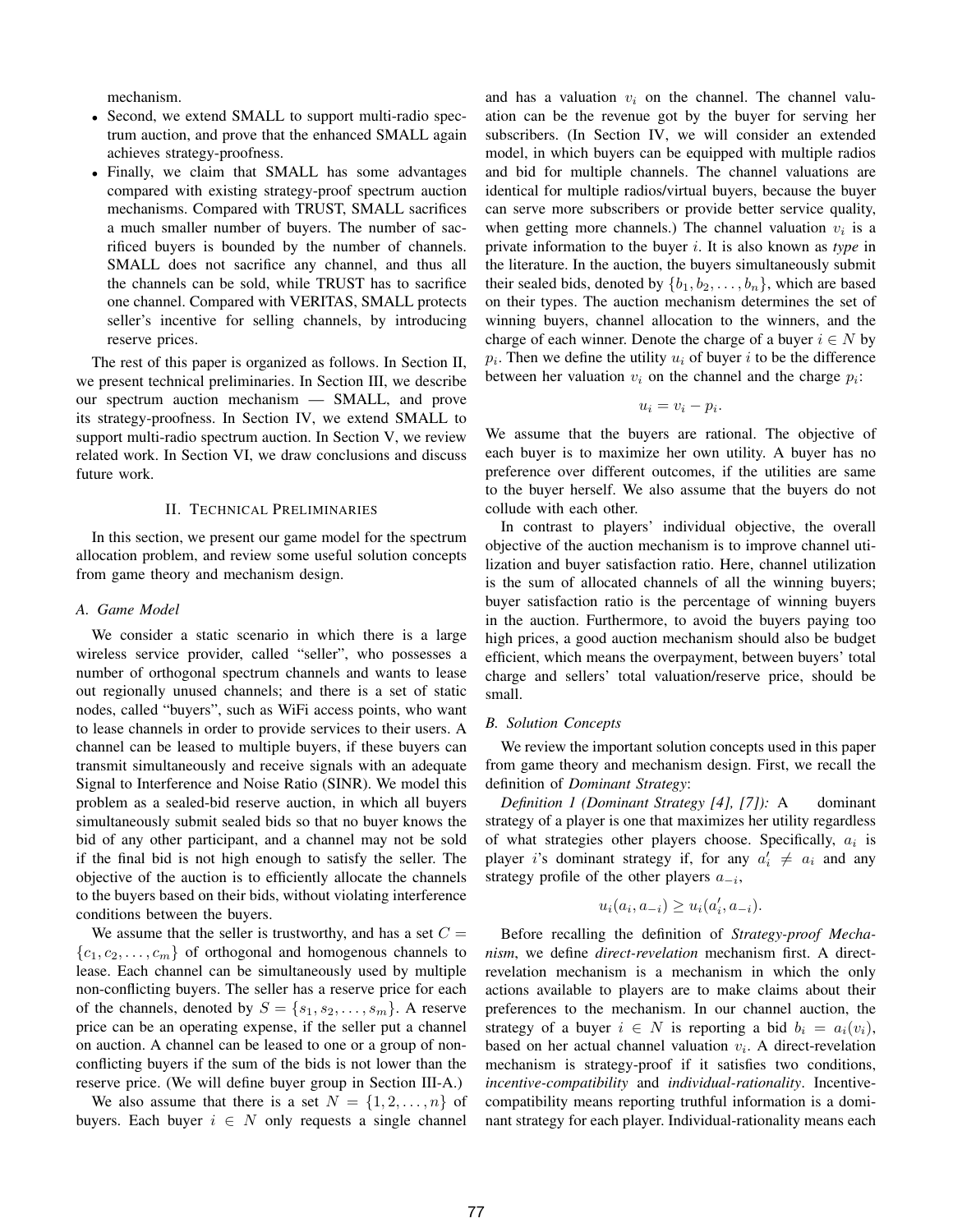mechanism.

- Second, we extend SMALL to support multi-radio spectrum auction, and prove that the enhanced SMALL again achieves strategy-proofness.
- Finally, we claim that SMALL has some advantages compared with existing strategy-proof spectrum auction mechanisms. Compared with TRUST, SMALL sacrifices a much smaller number of buyers. The number of sacrificed buyers is bounded by the number of channels. SMALL does not sacrifice any channel, and thus all the channels can be sold, while TRUST has to sacrifice one channel. Compared with VERITAS, SMALL protects seller's incentive for selling channels, by introducing reserve prices.

The rest of this paper is organized as follows. In Section II, we present technical preliminaries. In Section III, we describe our spectrum auction mechanism — SMALL, and prove its strategy-proofness. In Section IV, we extend SMALL to support multi-radio spectrum auction. In Section V, we review related work. In Section VI, we draw conclusions and discuss future work.

## II. Technical Preliminaries

In this section, we present our game model for the spectrum allocation problem, and review some useful solution concepts from game theory and mechanism design.

### A. Game Model

We consider a static scenario in which there is a large wireless service provider, called "seller", who possesses a number of orthogonal spectrum channels and wants to lease out regionally unused channels; and there is a set of static nodes, called "buyers", such as WiFi access points, who want to lease channels in order to provide services to their users. A channel can be leased to multiple buyers, if these buyers can transmit simultaneously and receive signals with an adequate Signal to Interference and Noise Ratio (SINR). We model this problem as a sealed-bid reserve auction, in which all buyers simultaneously submit sealed bids so that no buyer knows the bid of any other participant, and a channel may not be sold if the final bid is not high enough to satisfy the seller. The objective of the auction is to efficiently allocate the channels to the buyers based on their bids, without violating interference conditions between the buyers.

We assume that the seller is trustworthy, and has a set $C = \{c_1, c_2, \ldots, c_m\}$ of orthogonal and homogenous channels to lease. Each channel can be simultaneously used by multiple non-conflicting buyers. The seller has a reserve price for each of the channels, denoted by $S = \{s_1, s_2, \ldots, s_m\}$. A reserve price can be an operating expense, if the seller put a channel on auction. A channel can be leased to one or a group of non-conflicting buyers if the sum of the bids is not lower than the reserve price. (We will define buyer group in Section III-A.)

We also assume that there is a set $N = \{1, 2, \ldots, n\}$ of buyers. Each buyer $i \in N$ only requests a single channel and has a valuation $v_i$ on the channel. The channel valuation can be the revenue got by the buyer for serving her subscribers. (In Section IV, we will consider an extended model, in which buyers can be equipped with multiple radios and bid for multiple channels. The channel valuations are identical for multiple radios/virtual buyers, because the buyer can serve more subscribers or provide better service quality, when getting more channels.) The channel valuation $v_i$ is a private information to the buyer $i$. It is also known as *type* in the literature. In the auction, the buyers simultaneously submit their sealed bids, denoted by $\{b_1, b_2, \ldots, b_n\}$, which are based on their types. The auction mechanism determines the set of winning buyers, channel allocation to the winners, and the charge of each winner. Denote the charge of a buyer $i \in N$ by $p_i$. Then we define the utility $u_i$ of buyer $i$ to be the difference between her valuation $v_i$ on the channel and the charge $p_i$:

$$u_i = v_i - p_i.$$

We assume that the buyers are rational. The objective of each buyer is to maximize her own utility. A buyer has no preference over different outcomes, if the utilities are same to the buyer herself. We also assume that the buyers do not collude with each other.

In contrast to players' individual objective, the overall objective of the auction mechanism is to improve channel utilization and buyer satisfaction ratio. Here, channel utilization is the sum of allocated channels of all the winning buyers; buyer satisfaction ratio is the percentage of winning buyers in the auction. Furthermore, to avoid the buyers paying too high prices, a good auction mechanism should also be budget efficient, which means the overpayment, between buyers' total charge and sellers' total valuation/reserve price, should be small.

### B. Solution Concepts

We review the important solution concepts used in this paper from game theory and mechanism design. First, we recall the definition of *Dominant Strategy*:

*Definition 1 (Dominant Strategy [4], [7]):* A dominant strategy of a player is one that maximizes her utility regardless of what strategies other players choose. Specifically, $a_i$ is player $i$'s dominant strategy if, for any $a_i' \neq a_i$ and any strategy profile of the other players $a_{-i}$,

$$u_i(a_i, a_{-i}) \geq u_i(a_i', a_{-i}).$$

Before recalling the definition of *Strategy-proof Mechanism*, we define *direct-revelation* mechanism first. A direct-revelation mechanism is a mechanism in which the only actions available to players are to make claims about their preferences to the mechanism. In our channel auction, the strategy of a buyer $i \in N$ is reporting a bid $b_i = a_i(v_i)$, based on her actual channel valuation $v_i$. A direct-revelation mechanism is strategy-proof if it satisfies two conditions, *incentive-compatibility* and *individual-rationality*. Incentive-compatibility means reporting truthful information is a dominant strategy for each player. Individual-rationality means each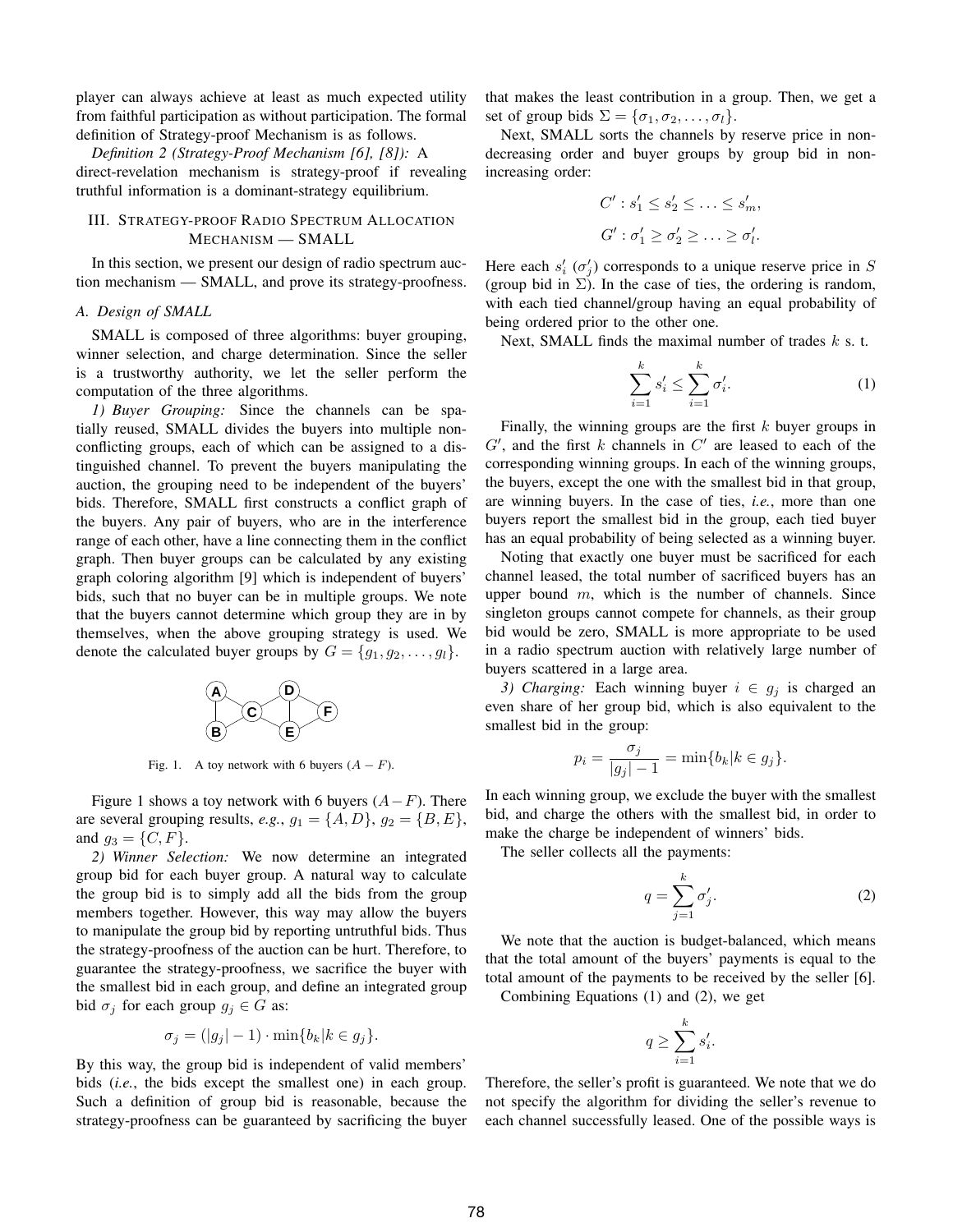player can always achieve at least as much expected utility from faithful participation as without participation. The formal definition of Strategy-proof Mechanism is as follows.

*Definition 2 (Strategy-Proof Mechanism [6], [8]):* A direct-revelation mechanism is strategy-proof if revealing truthful information is a dominant-strategy equilibrium.

## III. Strategy-proof Radio Spectrum Allocation Mechanism — SMALL

In this section, we present our design of radio spectrum auction mechanism — SMALL, and prove its strategy-proofness.

### A. Design of SMALL

SMALL is composed of three algorithms: buyer grouping, winner selection, and charge determination. Since the seller is a trustworthy authority, we let the seller perform the computation of the three algorithms.

*1) Buyer Grouping:* Since the channels can be spatially reused, SMALL divides the buyers into multiple non-conflicting groups, each of which can be assigned to a distinguished channel. To prevent the buyers manipulating the auction, the grouping need to be independent of the buyers' bids. Therefore, SMALL first constructs a conflict graph of the buyers. Any pair of buyers, who are in the interference range of each other, have a line connecting them in the conflict graph. Then buyer groups can be calculated by any existing graph coloring algorithm [9] which is independent of buyers' bids, such that no buyer can be in multiple groups. We note that the buyers cannot determine which group they are in by themselves, when the above grouping strategy is used. We denote the calculated buyer groups by $G = \{g_1, g_2, \ldots, g_l\}$.

Fig. 1. A toy network with 6 buyers ($A - F$).

Figure 1 shows a toy network with 6 buyers ($A - F$). There are several grouping results, *e.g.*, $g_1 = \{A, D\}$, $g_2 = \{B, E\}$, and $g_3 = \{C, F\}$.

*2) Winner Selection:* We now determine an integrated group bid for each buyer group. A natural way to calculate the group bid is to simply add all the bids from the group members together. However, this way may allow the buyers to manipulate the group bid by reporting untruthful bids. Thus the strategy-proofness of the auction can be hurt. Therefore, to guarantee the strategy-proofness, we sacrifice the buyer with the smallest bid in each group, and define an integrated group bid $\sigma_j$ for each group $g_j \in G$ as:

$$\sigma_j = (|g_j| - 1) \cdot \min\{b_k | k \in g_j\}.$$

By this way, the group bid is independent of valid members' bids (*i.e.*, the bids except the smallest one) in each group. Such a definition of group bid is reasonable, because the strategy-proofness can be guaranteed by sacrificing the buyer that makes the least contribution in a group. Then, we get a set of group bids $\Sigma = \{\sigma_1, \sigma_2, \ldots, \sigma_l\}$.

Next, SMALL sorts the channels by reserve price in non-decreasing order and buyer groups by group bid in non-increasing order:

$$C' : s'_1 \leq s'_2 \leq \ldots \leq s'_m,$$

$$G' : \sigma'_1 \geq \sigma'_2 \geq \ldots \geq \sigma'_l.$$

Here each $s'_i$ ($\sigma'_j$) corresponds to a unique reserve price in $S$ (group bid in $\Sigma$). In the case of ties, the ordering is random, with each tied channel/group having an equal probability of being ordered prior to the other one.

Next, SMALL finds the maximal number of trades $k$ s. t.

$$\sum_{i=1}^{k} s'_i \leq \sum_{i=1}^{k} \sigma'_i. \tag{1}$$

Finally, the winning groups are the first $k$ buyer groups in $G'$, and the first $k$ channels in $C'$ are leased to each of the corresponding winning groups. In each of the winning groups, the buyers, except the one with the smallest bid in that group, are winning buyers. In the case of ties, *i.e.*, more than one buyers report the smallest bid in the group, each tied buyer has an equal probability of being selected as a winning buyer.

Noting that exactly one buyer must be sacrificed for each channel leased, the total number of sacrificed buyers has an upper bound $m$, which is the number of channels. Since singleton groups cannot compete for channels, as their group bid would be zero, SMALL is more appropriate to be used in a radio spectrum auction with relatively large number of buyers scattered in a large area.

*3) Charging:* Each winning buyer $i \in g_j$ is charged an even share of her group bid, which is also equivalent to the smallest bid in the group:

$$p_i = \frac{\sigma_j}{|g_j| - 1} = \min\{b_k | k \in g_j\}.$$

In each winning group, we exclude the buyer with the smallest bid, and charge the others with the smallest bid, in order to make the charge be independent of winners' bids.

The seller collects all the payments:

$$q = \sum_{j=1}^{k} \sigma'_j. \tag{2}$$

We note that the auction is budget-balanced, which means that the total amount of the buyers' payments is equal to the total amount of the payments to be received by the seller [6].

Combining Equations (1) and (2), we get

$$q \geq \sum_{i=1}^{k} s'_i.$$

Therefore, the seller's profit is guaranteed. We note that we do not specify the algorithm for dividing the seller's revenue to each channel successfully leased. One of the possible ways is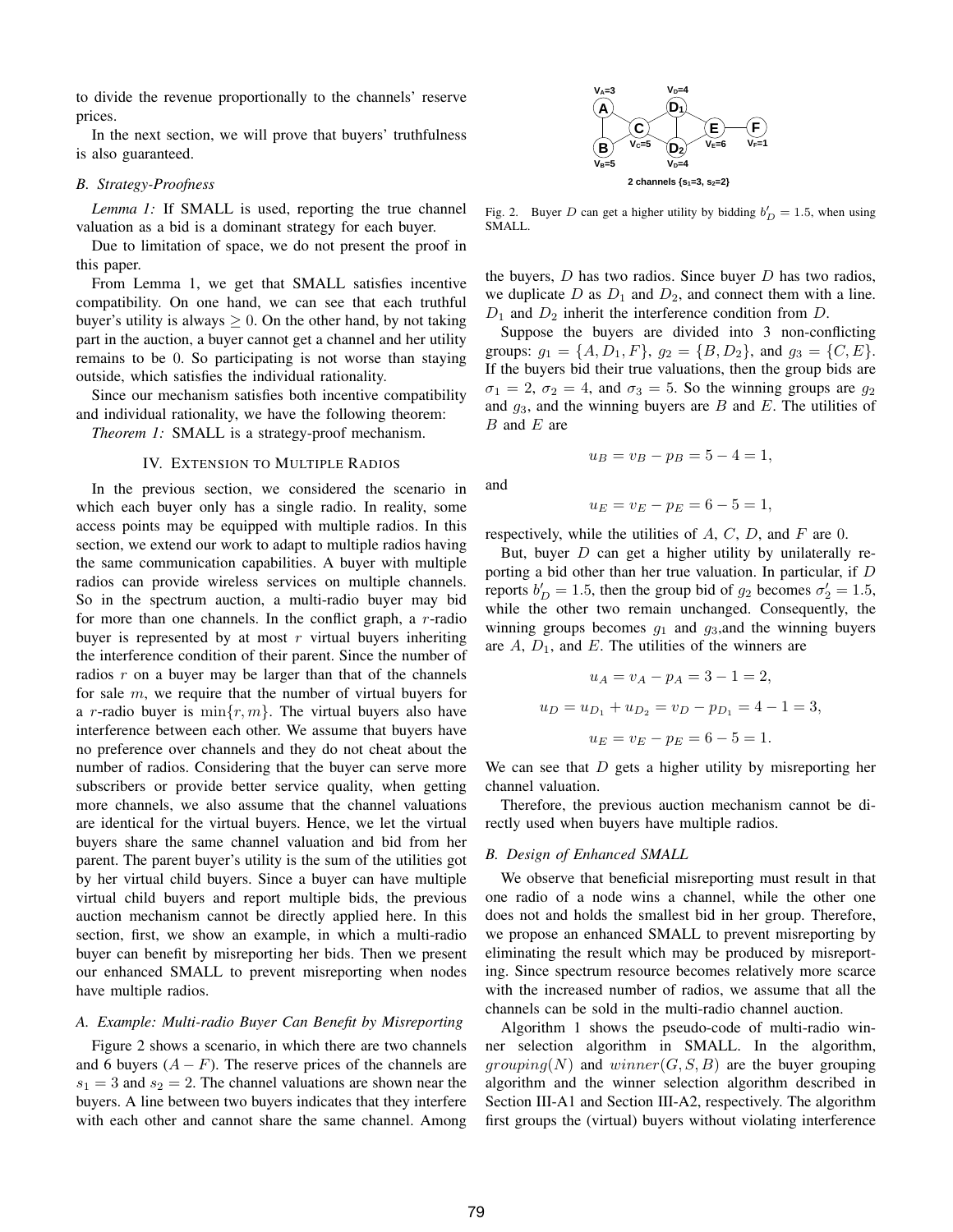to divide the revenue proportionally to the channels' reserve prices.

In the next section, we will prove that buyers' truthfulness is also guaranteed.

### B. Strategy-Proofness

*Lemma 1:* If SMALL is used, reporting the true channel valuation as a bid is a dominant strategy for each buyer.

Due to limitation of space, we do not present the proof in this paper.

From Lemma 1, we get that SMALL satisfies incentive compatibility. On one hand, we can see that each truthful buyer's utility is always $\geq 0$. On the other hand, by not taking part in the auction, a buyer cannot get a channel and her utility remains to be $0$. So participating is not worse than staying outside, which satisfies the individual rationality.

Since our mechanism satisfies both incentive compatibility and individual rationality, we have the following theorem:

*Theorem 1:* SMALL is a strategy-proof mechanism.

## IV. Extension to Multiple Radios

In the previous section, we considered the scenario in which each buyer only has a single radio. In reality, some access points may be equipped with multiple radios. In this section, we extend our work to adapt to multiple radios having the same communication capabilities. A buyer with multiple radios can provide wireless services on multiple channels. So in the spectrum auction, a multi-radio buyer may bid for more than one channels. In the conflict graph, a $r$-radio buyer is represented by at most $r$ virtual buyers inheriting the interference condition of their parent. Since the number of radios $r$ on a buyer may be larger than that of the channels for sale $m$, we require that the number of virtual buyers for a $r$-radio buyer is $\min\{r, m\}$. The virtual buyers also have interference between each other. We assume that buyers have no preference over channels and they do not cheat about the number of radios. Considering that the buyer can serve more subscribers or provide better service quality, when getting more channels, we also assume that the channel valuations are identical for the virtual buyers. Hence, we let the virtual buyers share the same channel valuation and bid from her parent. The parent buyer's utility is the sum of the utilities got by her virtual child buyers. Since a buyer can have multiple virtual child buyers and report multiple bids, the previous auction mechanism cannot be directly applied here. In this section, first, we show an example, in which a multi-radio buyer can benefit by misreporting her bids. Then we present our enhanced SMALL to prevent misreporting when nodes have multiple radios.

### A. Example: Multi-radio Buyer Can Benefit by Misreporting

Figure 2 shows a scenario, in which there are two channels and 6 buyers ($A-F$). The reserve prices of the channels are $s_1 = 3$ and $s_2 = 2$. The channel valuations are shown near the buyers. A line between two buyers indicates that they interfere with each other and cannot share the same channel. Among the buyers, $D$ has two radios. Since buyer $D$ has two radios, we duplicate $D$ as $D_1$ and $D_2$, and connect them with a line. $D_1$ and $D_2$ inherit the interference condition from $D$.

$V_A$=3
$V_D$=4
A
$D_1$
C
E
F
B
$V_C$=5
$D_2$
$V_E$=6
$V_F$=1
$V_B$=5
$V_D$=4
2 channels {$s_1$=3, $s_2$=2}

Fig. 2. Buyer $D$ can get a higher utility by bidding $b'_D = 1.5$, when using SMALL.

Suppose the buyers are divided into 3 non-conflicting groups: $g_1 = \{A, D_1, F\}$, $g_2 = \{B, D_2\}$, and $g_3 = \{C, E\}$. If the buyers bid their true valuations, then the group bids are $\sigma_1 = 2$, $\sigma_2 = 4$, and $\sigma_3 = 5$. So the winning groups are $g_2$ and $g_3$, and the winning buyers are $B$ and $E$. The utilities of $B$ and $E$ are

$$u_B = v_B - p_B = 5 - 4 = 1,$$

and

$$u_E = v_E - p_E = 6 - 5 = 1,$$

respectively, while the utilities of $A$, $C$, $D$, and $F$ are $0$.

But, buyer $D$ can get a higher utility by unilaterally reporting a bid other than her true valuation. In particular, if $D$ reports $b'_D = 1.5$, then the group bid of $g_2$ becomes $\sigma'_2 = 1.5$, while the other two remain unchanged. Consequently, the winning groups becomes $g_1$ and $g_3$,and the winning buyers are $A$, $D_1$, and $E$. The utilities of the winners are

$$u_A = v_A - p_A = 3 - 1 = 2,$$

$$u_D = u_{D_1} + u_{D_2} = v_D - p_{D_1} = 4 - 1 = 3,$$

$$u_E = v_E - p_E = 6 - 5 = 1.$$

We can see that $D$ gets a higher utility by misreporting her channel valuation.

Therefore, the previous auction mechanism cannot be directly used when buyers have multiple radios.

### B. Design of Enhanced SMALL

We observe that beneficial misreporting must result in that one radio of a node wins a channel, while the other one does not and holds the smallest bid in her group. Therefore, we propose an enhanced SMALL to prevent misreporting by eliminating the result which may be produced by misreporting. Since spectrum resource becomes relatively more scarce with the increased number of radios, we assume that all the channels can be sold in the multi-radio channel auction.

Algorithm 1 shows the pseudo-code of multi-radio winner selection algorithm in SMALL. In the algorithm, $grouping(N)$ and $winner(G, S, B)$ are the buyer grouping algorithm and the winner selection algorithm described in Section III-A1 and Section III-A2, respectively. The algorithm first groups the (virtual) buyers without violating interference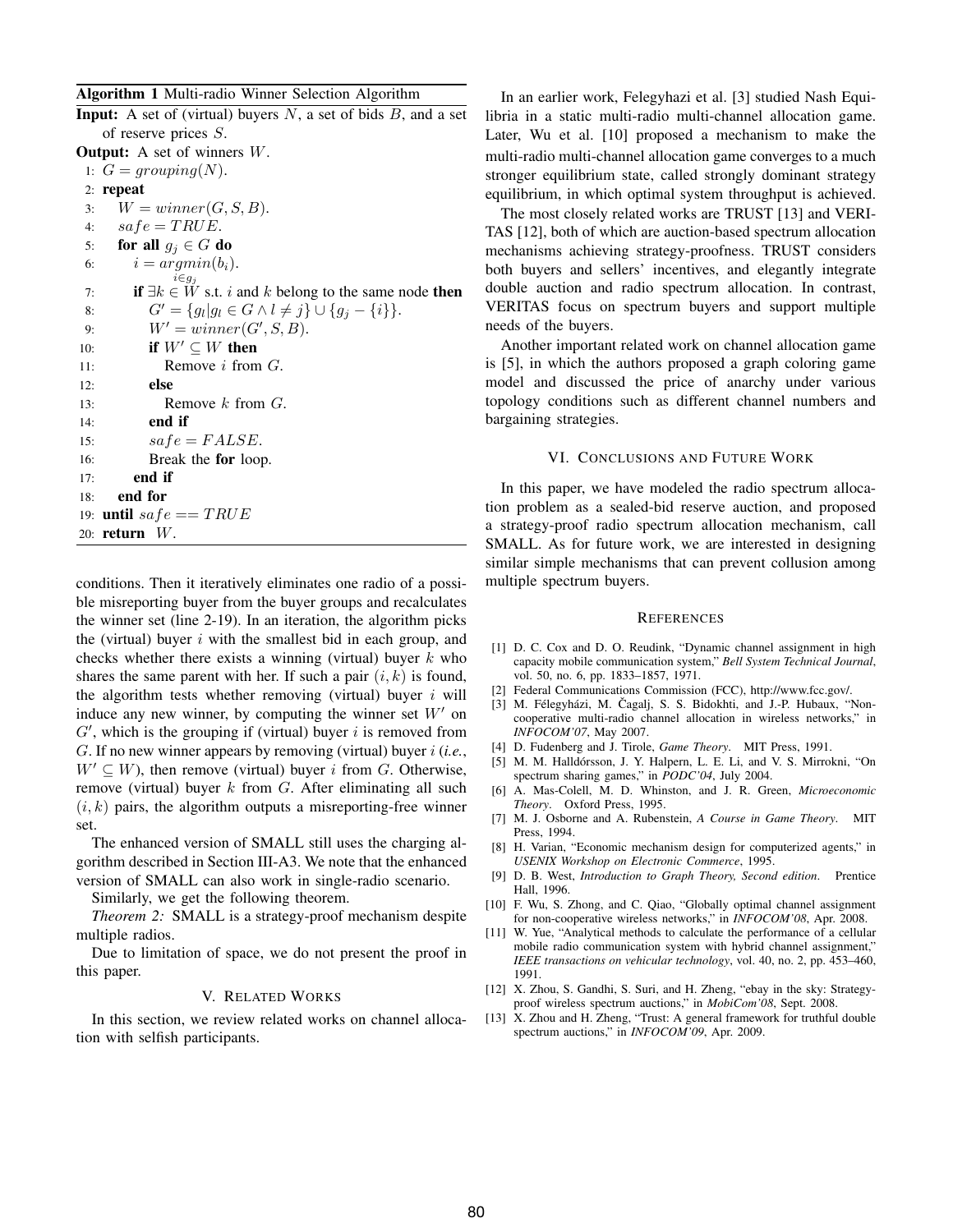**Algorithm 1** Multi-radio Winner Selection Algorithm

```
Input: A set of (virtual) buyers N, a set of bids B, and a set
       of reserve prices S.
Output: A set of winners W.
 1: G = grouping(N).
 2: repeat
 3:   W = winner(G, S, B).
 4:   safe = TRUE.
 5:   for all g_j ∈ G do
 6:     i = argmin_{i∈g_j}(b_i).
 7:     if ∃k ∈ W s.t. i and k belong to the same node then
 8:       G' = {g_l | g_l ∈ G ∧ l ≠ j} ∪ {g_j − {i}}.
 9:       W' = winner(G', S, B).
10:       if W' ⊆ W then
11:         Remove i from G.
12:       else
13:         Remove k from G.
14:       end if
15:       safe = FALSE.
16:       Break the for loop.
17:     end if
18:   end for
19: until safe == TRUE
20: return W.
```

conditions. Then it iteratively eliminates one radio of a possible misreporting buyer from the buyer groups and recalculates the winner set (line 2-19). In an iteration, the algorithm picks the (virtual) buyer $i$ with the smallest bid in each group, and checks whether there exists a winning (virtual) buyer $k$ who shares the same parent with her. If such a pair $(i, k)$ is found, the algorithm tests whether removing (virtual) buyer $i$ will induce any new winner, by computing the winner set $W'$ on $G'$, which is the grouping if (virtual) buyer $i$ is removed from $G$. If no new winner appears by removing (virtual) buyer $i$ (*i.e.*, $W' \subseteq W$), then remove (virtual) buyer $i$ from $G$. Otherwise, remove (virtual) buyer $k$ from $G$. After eliminating all such $(i, k)$ pairs, the algorithm outputs a misreporting-free winner set.

The enhanced version of SMALL still uses the charging algorithm described in Section III-A3. We note that the enhanced version of SMALL can also work in single-radio scenario.

Similarly, we get the following theorem.

*Theorem 2:* SMALL is a strategy-proof mechanism despite multiple radios.

Due to limitation of space, we do not present the proof in this paper.

## V. Related Works

In this section, we review related works on channel allocation with selfish participants.

In an earlier work, Felegyhazi et al. [3] studied Nash Equilibria in a static multi-radio multi-channel allocation game. Later, Wu et al. [10] proposed a mechanism to make the multi-radio multi-channel allocation game converges to a much stronger equilibrium state, called strongly dominant strategy equilibrium, in which optimal system throughput is achieved.

The most closely related works are TRUST [13] and VERITAS [12], both of which are auction-based spectrum allocation mechanisms achieving strategy-proofness. TRUST considers both buyers and sellers' incentives, and elegantly integrate double auction and radio spectrum allocation. In contrast, VERITAS focus on spectrum buyers and support multiple needs of the buyers.

Another important related work on channel allocation game is [5], in which the authors proposed a graph coloring game model and discussed the price of anarchy under various topology conditions such as different channel numbers and bargaining strategies.

## VI. Conclusions and Future Work

In this paper, we have modeled the radio spectrum allocation problem as a sealed-bid reserve auction, and proposed a strategy-proof radio spectrum allocation mechanism, call SMALL. As for future work, we are interested in designing similar simple mechanisms that can prevent collusion among multiple spectrum buyers.

## References

[1] D. C. Cox and D. O. Reudink, "Dynamic channel assignment in high capacity mobile communication system," *Bell System Technical Journal*, vol. 50, no. 6, pp. 1833–1857, 1971.

[2] Federal Communications Commission (FCC), http://www.fcc.gov/.

[3] M. Félegyházi, M. Čagalj, S. S. Bidokhti, and J.-P. Hubaux, "Non-cooperative multi-radio channel allocation in wireless networks," in *INFOCOM'07*, May 2007.

[4] D. Fudenberg and J. Tirole, *Game Theory*. MIT Press, 1991.

[5] M. M. Halldórsson, J. Y. Halpern, L. E. Li, and V. S. Mirrokni, "On spectrum sharing games," in *PODC'04*, July 2004.

[6] A. Mas-Colell, M. D. Whinston, and J. R. Green, *Microeconomic Theory*. Oxford Press, 1995.

[7] M. J. Osborne and A. Rubenstein, *A Course in Game Theory*. MIT Press, 1994.

[8] H. Varian, "Economic mechanism design for computerized agents," in *USENIX Workshop on Electronic Commerce*, 1995.

[9] D. B. West, *Introduction to Graph Theory, Second edition*. Prentice Hall, 1996.

[10] F. Wu, S. Zhong, and C. Qiao, "Globally optimal channel assignment for non-cooperative wireless networks," in *INFOCOM'08*, Apr. 2008.

[11] W. Yue, "Analytical methods to calculate the performance of a cellular mobile radio communication system with hybrid channel assignment," *IEEE transactions on vehicular technology*, vol. 40, no. 2, pp. 453–460, 1991.

[12] X. Zhou, S. Gandhi, S. Suri, and H. Zheng, "ebay in the sky: Strategy-proof wireless spectrum auctions," in *MobiCom'08*, Sept. 2008.

[13] X. Zhou and H. Zheng, "Trust: A general framework for truthful double spectrum auctions," in *INFOCOM'09*, Apr. 2009.